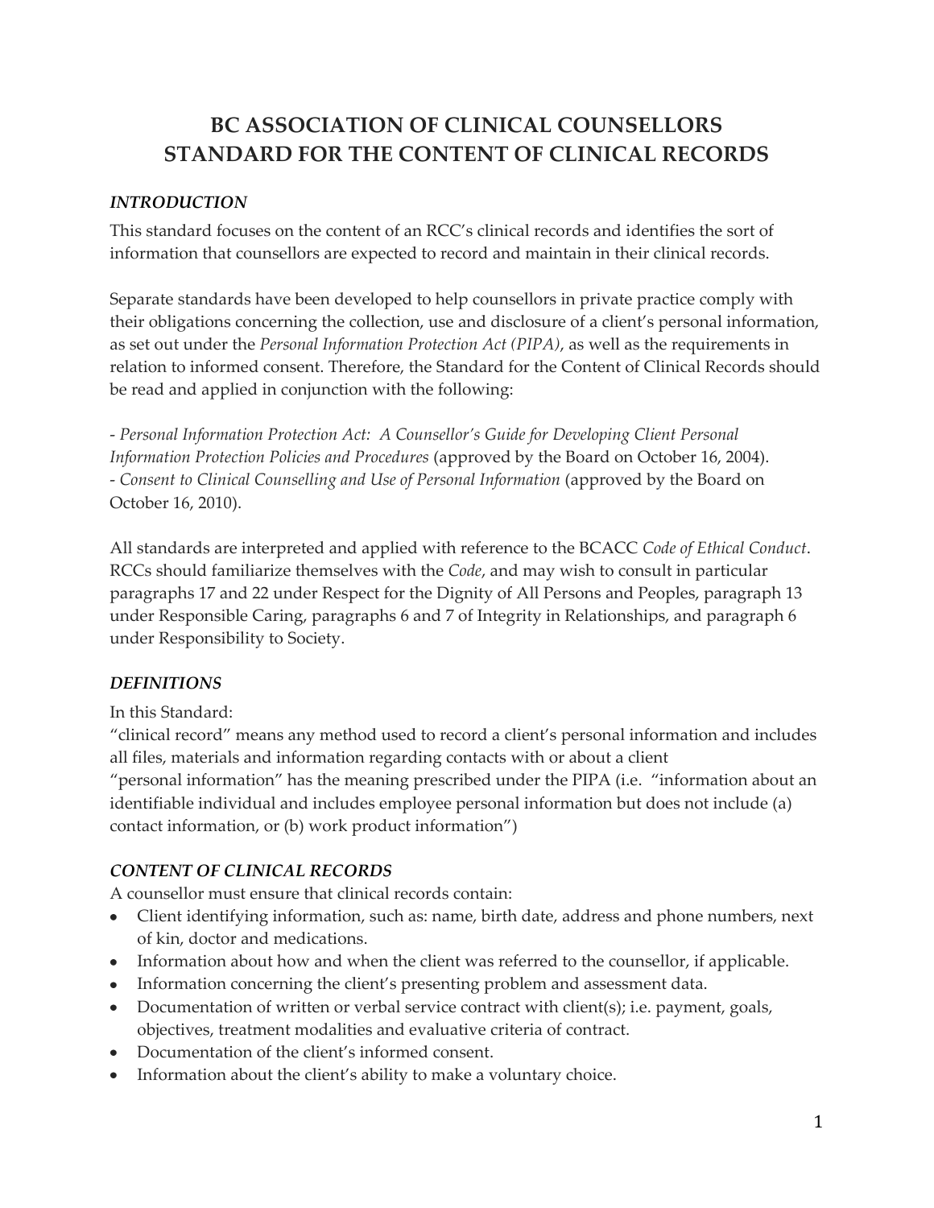# BC ASSOCIATION OF CLINICAL COUNSELLORS STANDARD FOR THE CONTENT OF CLINICAL RECORDS

## *INTRODUCTION*

This standard focuses on the content of an RCC's clinical records and identifies the sort of information that counsellors are expected to record and maintain in their clinical records.

Separate standards have been developed to help counsellors in private practice comply with their obligations concerning the collection, use and disclosure of a client's personal information, as set out under the *Personal Information Protection Act (PIPA)*, as well as the requirements in relation to informed consent. Therefore, the Standard for the Content of Clinical Records should be read and applied in conjunction with the following:

- *Personal Information Protection Act: A Counsellor's Guide for Developing Client Personal Information Protection Policies and Procedures* (approved by the Board on October 16, 2004).
- *Consent to Clinical Counselling and Use of Personal Information* (approved by the Board on October 16, 2010).

All standards are interpreted and applied with reference to the BCACC *Code of Ethical Conduct*. RCCs should familiarize themselves with the *Code*, and may wish to consult in particular paragraphs 17 and 22 under Respect for the Dignity of All Persons and Peoples, paragraph 13 under Responsible Caring, paragraphs 6 and 7 of Integrity in Relationships, and paragraph 6 under Responsibility to Society.

## *DEFINITIONS*

In this Standard:

"clinical record" means any method used to record a client's personal information and includes all files, materials and information regarding contacts with or about a client

"personal information" has the meaning prescribed under the PIPA (i.e. "information about an identifiable individual and includes employee personal information but does not include (a) contact information, or (b) work product information")

## *CONTENT OF CLINICAL RECORDS*

A counsellor must ensure that clinical records contain:

- Client identifying information, such as: name, birth date, address and phone numbers, next of kin, doctor and medications.
- Information about how and when the client was referred to the counsellor, if applicable.
- Information concerning the client's presenting problem and assessment data.
- Documentation of written or verbal service contract with client(s); i.e. payment, goals, objectives, treatment modalities and evaluative criteria of contract.
- Documentation of the client's informed consent.
- Information about the client's ability to make a voluntary choice.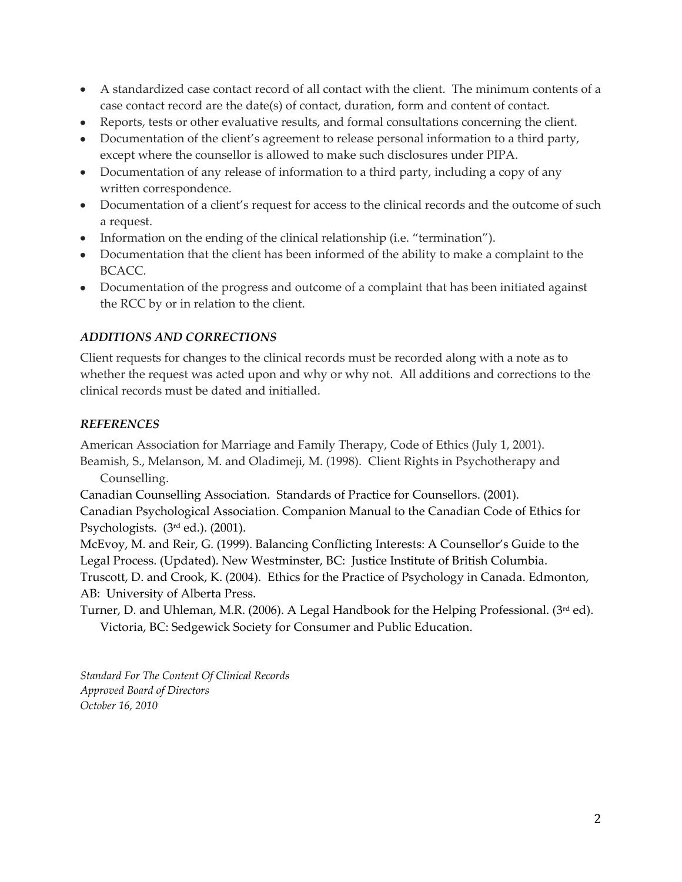- A standardized case contact record of all contact with the client. The minimum contents of a case contact record are the date(s) of contact, duration, form and content of contact.
- Reports, tests or other evaluative results, and formal consultations concerning the client.
- Documentation of the client's agreement to release personal information to a third party, except where the counsellor is allowed to make such disclosures under PIPA.
- Documentation of any release of information to a third party, including a copy of any written correspondence.
- Documentation of a client's request for access to the clinical records and the outcome of such a request.
- Information on the ending of the clinical relationship (i.e. "termination").
- Documentation that the client has been informed of the ability to make a complaint to the BCACC.
- Documentation of the progress and outcome of a complaint that has been initiated against the RCC by or in relation to the client.

### *ADDITIONS AND CORRECTIONS*

Client requests for changes to the clinical records must be recorded along with a note as to whether the request was acted upon and why or why not. All additions and corrections to the clinical records must be dated and initialled.

### *REFERENCES*

American Association for Marriage and Family Therapy, Code of Ethics (July 1, 2001).

Beamish, S., Melanson, M. and Oladimeji, M. (1998). Client Rights in Psychotherapy and Counselling.

Canadian Counselling Association. Standards of Practice for Counsellors. (2001).

Canadian Psychological Association. Companion Manual to the Canadian Code of Ethics for Psychologists. (3rd ed.). (2001).

McEvoy, M. and Reir, G. (1999). Balancing Conflicting Interests: A Counsellor's Guide to the Legal Process. (Updated). New Westminster, BC: Justice Institute of British Columbia.

Truscott, D. and Crook, K. (2004). Ethics for the Practice of Psychology in Canada. Edmonton, AB: University of Alberta Press.

Turner, D. and Uhleman, M.R. (2006). A Legal Handbook for the Helping Professional. (3rd ed). Victoria, BC: Sedgewick Society for Consumer and Public Education.

*Standard For The Content Of Clinical Records*
*Approved Board of Directors*
*October 16, 2010*